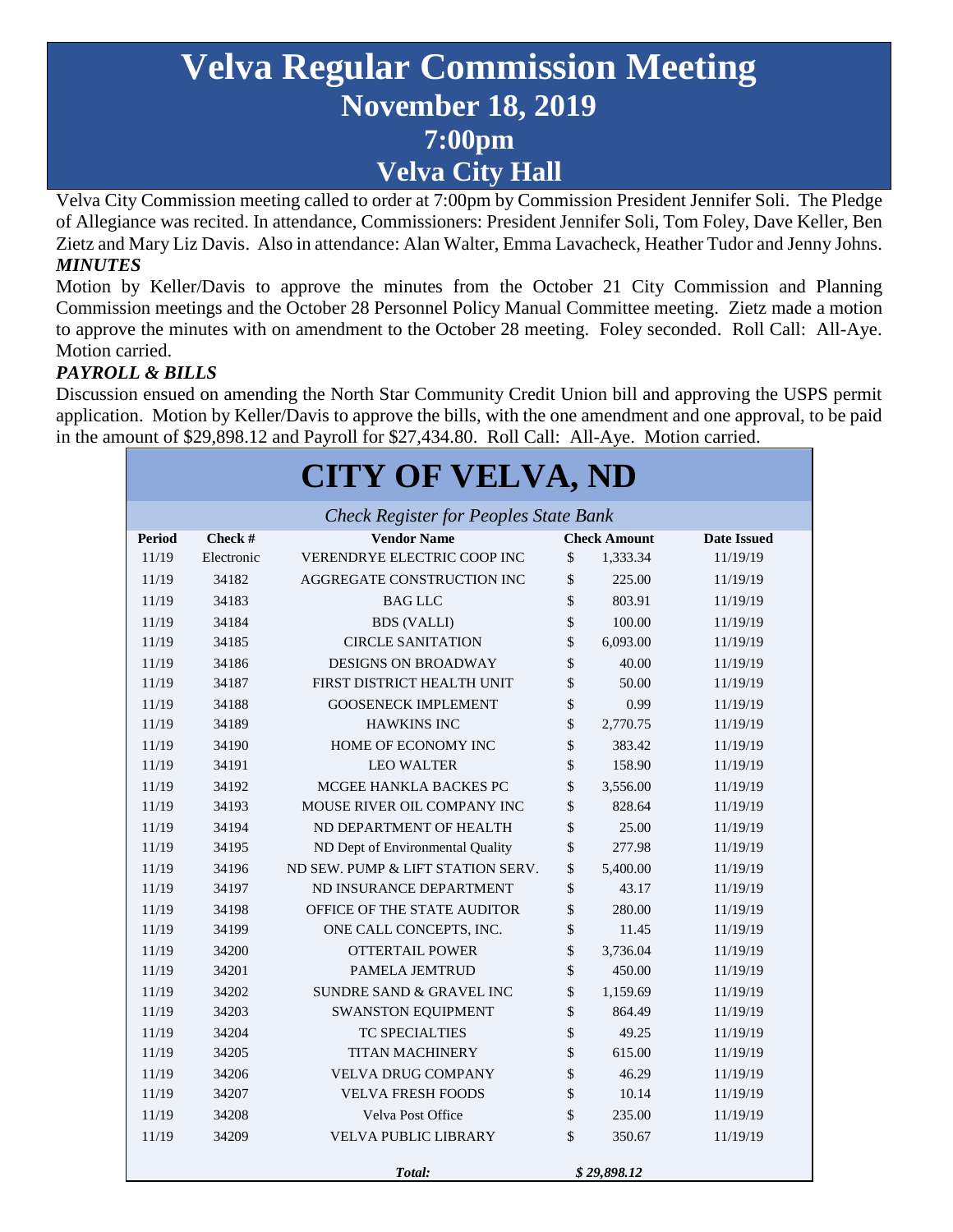# Velva Regular Commission Meeting
## November 18, 2019
## 7:00pm
## Velva City Hall

Velva City Commission meeting called to order at 7:00pm by Commission President Jennifer Soli. The Pledge of Allegiance was recited. In attendance, Commissioners: President Jennifer Soli, Tom Foley, Dave Keller, Ben Zietz and Mary Liz Davis. Also in attendance: Alan Walter, Emma Lavacheck, Heather Tudor and Jenny Johns.

***MINUTES***

Motion by Keller/Davis to approve the minutes from the October 21 City Commission and Planning Commission meetings and the October 28 Personnel Policy Manual Committee meeting. Zietz made a motion to approve the minutes with on amendment to the October 28 meeting. Foley seconded. Roll Call: All-Aye. Motion carried.

***PAYROLL & BILLS***

Discussion ensued on amending the North Star Community Credit Union bill and approving the USPS permit application. Motion by Keller/Davis to approve the bills, with the one amendment and one approval, to be paid in the amount of $29,898.12 and Payroll for $27,434.80. Roll Call: All-Aye. Motion carried.

# CITY OF VELVA, ND

*Check Register for Peoples State Bank*

| Period | Check # | Vendor Name | Check Amount | Date Issued |
|---|---|---|---|---|
| 11/19 | Electronic | VERENDRYE ELECTRIC COOP INC | $ 1,333.34 | 11/19/19 |
| 11/19 | 34182 | AGGREGATE CONSTRUCTION INC | $ 225.00 | 11/19/19 |
| 11/19 | 34183 | BAG LLC | $ 803.91 | 11/19/19 |
| 11/19 | 34184 | BDS (VALLI) | $ 100.00 | 11/19/19 |
| 11/19 | 34185 | CIRCLE SANITATION | $ 6,093.00 | 11/19/19 |
| 11/19 | 34186 | DESIGNS ON BROADWAY | $ 40.00 | 11/19/19 |
| 11/19 | 34187 | FIRST DISTRICT HEALTH UNIT | $ 50.00 | 11/19/19 |
| 11/19 | 34188 | GOOSENECK IMPLEMENT | $ 0.99 | 11/19/19 |
| 11/19 | 34189 | HAWKINS INC | $ 2,770.75 | 11/19/19 |
| 11/19 | 34190 | HOME OF ECONOMY INC | $ 383.42 | 11/19/19 |
| 11/19 | 34191 | LEO WALTER | $ 158.90 | 11/19/19 |
| 11/19 | 34192 | MCGEE HANKLA BACKES PC | $ 3,556.00 | 11/19/19 |
| 11/19 | 34193 | MOUSE RIVER OIL COMPANY INC | $ 828.64 | 11/19/19 |
| 11/19 | 34194 | ND DEPARTMENT OF HEALTH | $ 25.00 | 11/19/19 |
| 11/19 | 34195 | ND Dept of Environmental Quality | $ 277.98 | 11/19/19 |
| 11/19 | 34196 | ND SEW. PUMP & LIFT STATION SERV. | $ 5,400.00 | 11/19/19 |
| 11/19 | 34197 | ND INSURANCE DEPARTMENT | $ 43.17 | 11/19/19 |
| 11/19 | 34198 | OFFICE OF THE STATE AUDITOR | $ 280.00 | 11/19/19 |
| 11/19 | 34199 | ONE CALL CONCEPTS, INC. | $ 11.45 | 11/19/19 |
| 11/19 | 34200 | OTTERTAIL POWER | $ 3,736.04 | 11/19/19 |
| 11/19 | 34201 | PAMELA JEMTRUD | $ 450.00 | 11/19/19 |
| 11/19 | 34202 | SUNDRE SAND & GRAVEL INC | $ 1,159.69 | 11/19/19 |
| 11/19 | 34203 | SWANSTON EQUIPMENT | $ 864.49 | 11/19/19 |
| 11/19 | 34204 | TC SPECIALTIES | $ 49.25 | 11/19/19 |
| 11/19 | 34205 | TITAN MACHINERY | $ 615.00 | 11/19/19 |
| 11/19 | 34206 | VELVA DRUG COMPANY | $ 46.29 | 11/19/19 |
| 11/19 | 34207 | VELVA FRESH FOODS | $ 10.14 | 11/19/19 |
| 11/19 | 34208 | Velva Post Office | $ 235.00 | 11/19/19 |
| 11/19 | 34209 | VELVA PUBLIC LIBRARY | $ 350.67 | 11/19/19 |
| | | ***Total:*** | ***$ 29,898.12*** | |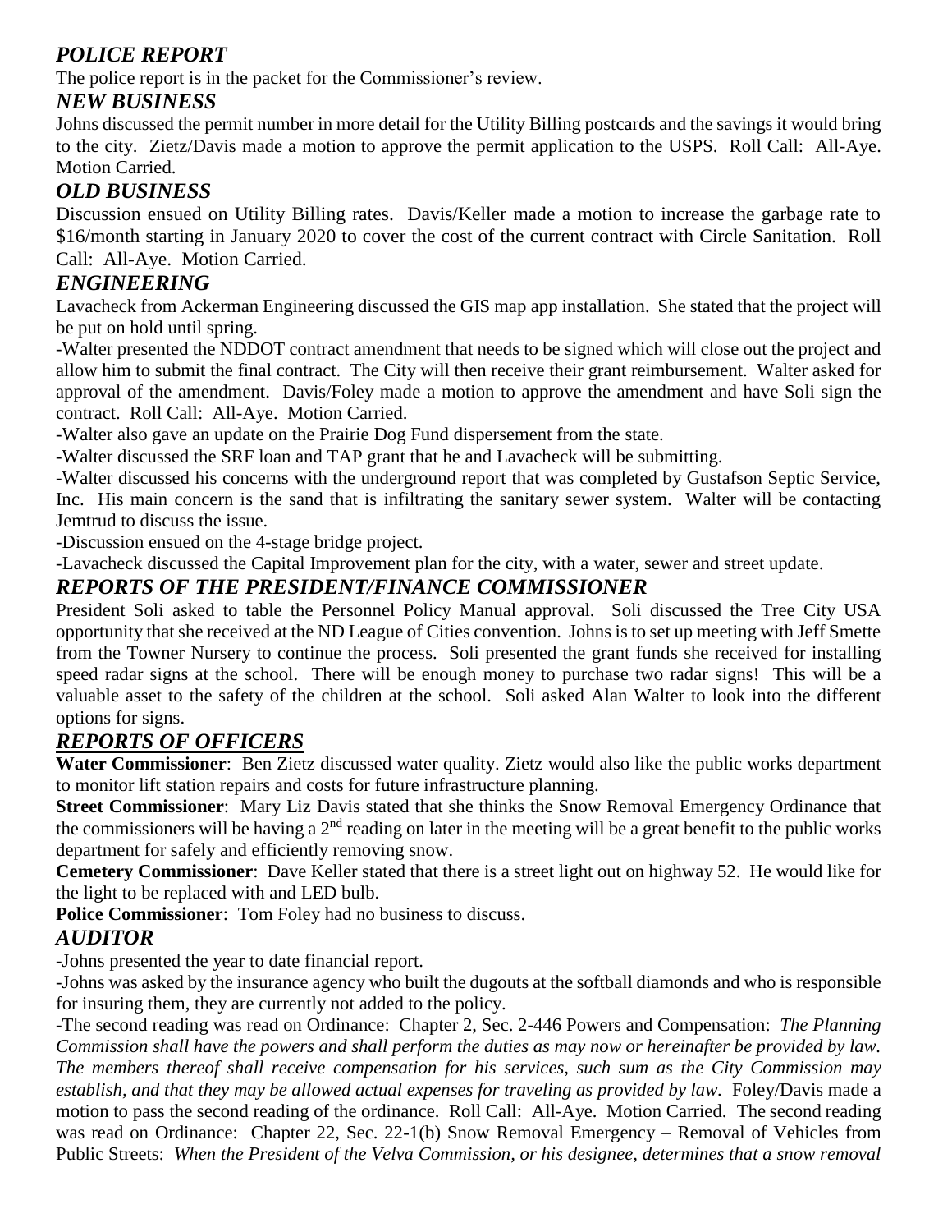## *POLICE REPORT*

The police report is in the packet for the Commissioner's review.

## *NEW BUSINESS*

Johns discussed the permit number in more detail for the Utility Billing postcards and the savings it would bring to the city. Zietz/Davis made a motion to approve the permit application to the USPS. Roll Call: All-Aye. Motion Carried.

## *OLD BUSINESS*

Discussion ensued on Utility Billing rates. Davis/Keller made a motion to increase the garbage rate to $16/month starting in January 2020 to cover the cost of the current contract with Circle Sanitation. Roll Call: All-Aye. Motion Carried.

## *ENGINEERING*

Lavacheck from Ackerman Engineering discussed the GIS map app installation. She stated that the project will be put on hold until spring.

-Walter presented the NDDOT contract amendment that needs to be signed which will close out the project and allow him to submit the final contract. The City will then receive their grant reimbursement. Walter asked for approval of the amendment. Davis/Foley made a motion to approve the amendment and have Soli sign the contract. Roll Call: All-Aye. Motion Carried.

-Walter also gave an update on the Prairie Dog Fund dispersement from the state.

-Walter discussed the SRF loan and TAP grant that he and Lavacheck will be submitting.

-Walter discussed his concerns with the underground report that was completed by Gustafson Septic Service, Inc. His main concern is the sand that is infiltrating the sanitary sewer system. Walter will be contacting Jemtrud to discuss the issue.

-Discussion ensued on the 4-stage bridge project.

-Lavacheck discussed the Capital Improvement plan for the city, with a water, sewer and street update.

## *REPORTS OF THE PRESIDENT/FINANCE COMMISSIONER*

President Soli asked to table the Personnel Policy Manual approval. Soli discussed the Tree City USA opportunity that she received at the ND League of Cities convention. Johns is to set up meeting with Jeff Smette from the Towner Nursery to continue the process. Soli presented the grant funds she received for installing speed radar signs at the school. There will be enough money to purchase two radar signs! This will be a valuable asset to the safety of the children at the school. Soli asked Alan Walter to look into the different options for signs.

## *REPORTS OF OFFICERS*

**Water Commissioner**: Ben Zietz discussed water quality. Zietz would also like the public works department to monitor lift station repairs and costs for future infrastructure planning.

**Street Commissioner**: Mary Liz Davis stated that she thinks the Snow Removal Emergency Ordinance that the commissioners will be having a 2nd reading on later in the meeting will be a great benefit to the public works department for safely and efficiently removing snow.

**Cemetery Commissioner**: Dave Keller stated that there is a street light out on highway 52. He would like for the light to be replaced with and LED bulb.

**Police Commissioner**: Tom Foley had no business to discuss.

## *AUDITOR*

-Johns presented the year to date financial report.

-Johns was asked by the insurance agency who built the dugouts at the softball diamonds and who is responsible for insuring them, they are currently not added to the policy.

-The second reading was read on Ordinance: Chapter 2, Sec. 2-446 Powers and Compensation: *The Planning Commission shall have the powers and shall perform the duties as may now or hereinafter be provided by law. The members thereof shall receive compensation for his services, such sum as the City Commission may establish, and that they may be allowed actual expenses for traveling as provided by law.* Foley/Davis made a motion to pass the second reading of the ordinance. Roll Call: All-Aye. Motion Carried. The second reading was read on Ordinance: Chapter 22, Sec. 22-1(b) Snow Removal Emergency – Removal of Vehicles from Public Streets: *When the President of the Velva Commission, or his designee, determines that a snow removal*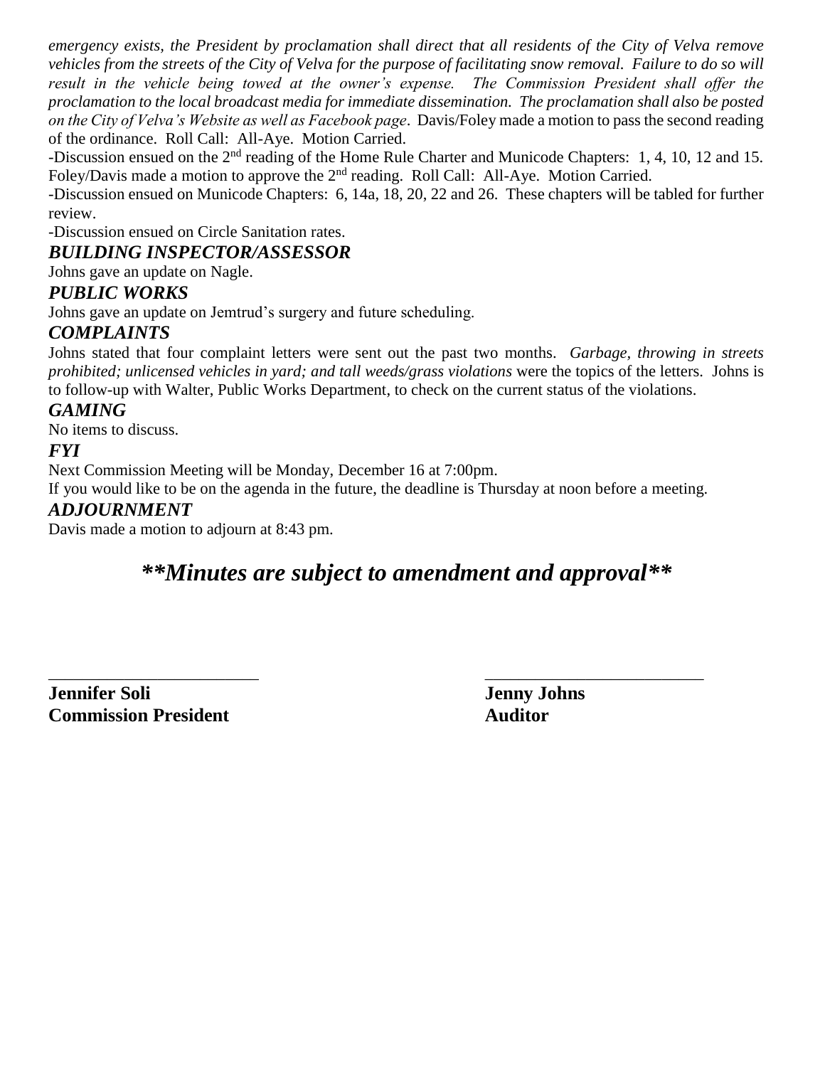*emergency exists, the President by proclamation shall direct that all residents of the City of Velva remove vehicles from the streets of the City of Velva for the purpose of facilitating snow removal. Failure to do so will result in the vehicle being towed at the owner's expense. The Commission President shall offer the proclamation to the local broadcast media for immediate dissemination. The proclamation shall also be posted on the City of Velva's Website as well as Facebook page*. Davis/Foley made a motion to pass the second reading of the ordinance. Roll Call: All-Aye. Motion Carried.

-Discussion ensued on the 2nd reading of the Home Rule Charter and Municode Chapters: 1, 4, 10, 12 and 15. Foley/Davis made a motion to approve the 2nd reading. Roll Call: All-Aye. Motion Carried.

-Discussion ensued on Municode Chapters: 6, 14a, 18, 20, 22 and 26. These chapters will be tabled for further review.

-Discussion ensued on Circle Sanitation rates.

### *BUILDING INSPECTOR/ASSESSOR*

Johns gave an update on Nagle.

### *PUBLIC WORKS*

Johns gave an update on Jemtrud's surgery and future scheduling.

### *COMPLAINTS*

Johns stated that four complaint letters were sent out the past two months. *Garbage, throwing in streets prohibited; unlicensed vehicles in yard; and tall weeds/grass violations* were the topics of the letters. Johns is to follow-up with Walter, Public Works Department, to check on the current status of the violations.

### *GAMING*

No items to discuss.

### *FYI*

Next Commission Meeting will be Monday, December 16 at 7:00pm.

If you would like to be on the agenda in the future, the deadline is Thursday at noon before a meeting.

### *ADJOURNMENT*

Davis made a motion to adjourn at 8:43 pm.

## ***\*\*Minutes are subject to amendment and approval\*\****

________________________ ________________________

**Jennifer Soli**
**Commission President**

**Jenny Johns**
**Auditor**